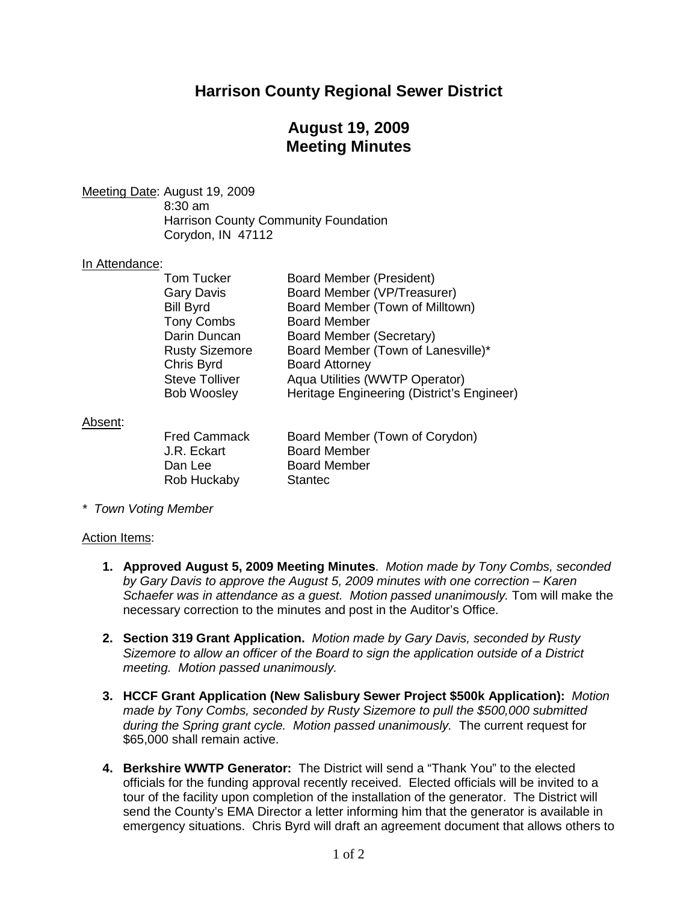# Harrison County Regional Sewer District

## August 19, 2009
## Meeting Minutes

Meeting Date: August 19, 2009
8:30 am
Harrison County Community Foundation
Corydon, IN 47112

In Attendance:

| | |
|---|---|
| Tom Tucker | Board Member (President) |
| Gary Davis | Board Member (VP/Treasurer) |
| Bill Byrd | Board Member (Town of Milltown) |
| Tony Combs | Board Member |
| Darin Duncan | Board Member (Secretary) |
| Rusty Sizemore | Board Member (Town of Lanesville)* |
| Chris Byrd | Board Attorney |
| Steve Tolliver | Aqua Utilities (WWTP Operator) |
| Bob Woosley | Heritage Engineering (District's Engineer) |

Absent:

| | |
|---|---|
| Fred Cammack | Board Member (Town of Corydon) |
| J.R. Eckart | Board Member |
| Dan Lee | Board Member |
| Rob Huckaby | Stantec |

*\* Town Voting Member*

Action Items:

1. **Approved August 5, 2009 Meeting Minutes**. *Motion made by Tony Combs, seconded by Gary Davis to approve the August 5, 2009 minutes with one correction – Karen Schaefer was in attendance as a guest. Motion passed unanimously.* Tom will make the necessary correction to the minutes and post in the Auditor's Office.

2. **Section 319 Grant Application.** *Motion made by Gary Davis, seconded by Rusty Sizemore to allow an officer of the Board to sign the application outside of a District meeting. Motion passed unanimously.*

3. **HCCF Grant Application (New Salisbury Sewer Project $500k Application):** *Motion made by Tony Combs, seconded by Rusty Sizemore to pull the $500,000 submitted during the Spring grant cycle. Motion passed unanimously.* The current request for $65,000 shall remain active.

4. **Berkshire WWTP Generator:** The District will send a "Thank You" to the elected officials for the funding approval recently received. Elected officials will be invited to a tour of the facility upon completion of the installation of the generator. The District will send the County's EMA Director a letter informing him that the generator is available in emergency situations. Chris Byrd will draft an agreement document that allows others to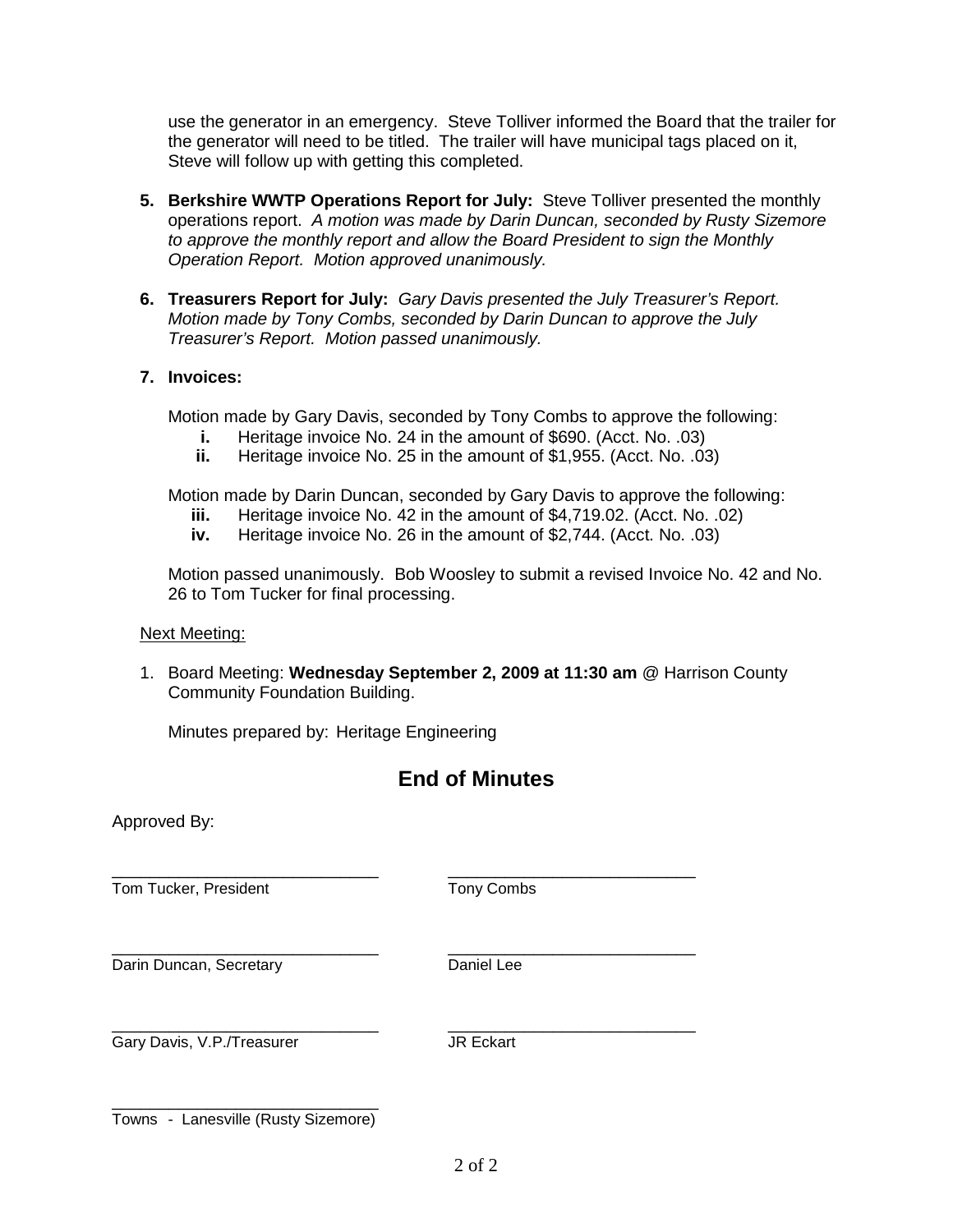use the generator in an emergency. Steve Tolliver informed the Board that the trailer for the generator will need to be titled. The trailer will have municipal tags placed on it, Steve will follow up with getting this completed.

5. **Berkshire WWTP Operations Report for July:** Steve Tolliver presented the monthly operations report. *A motion was made by Darin Duncan, seconded by Rusty Sizemore to approve the monthly report and allow the Board President to sign the Monthly Operation Report. Motion approved unanimously.*

6. **Treasurers Report for July:** *Gary Davis presented the July Treasurer's Report. Motion made by Tony Combs, seconded by Darin Duncan to approve the July Treasurer's Report. Motion passed unanimously.*

7. **Invoices:**

   Motion made by Gary Davis, seconded by Tony Combs to approve the following:

   **i.** Heritage invoice No. 24 in the amount of $690. (Acct. No. .03)
   **ii.** Heritage invoice No. 25 in the amount of $1,955. (Acct. No. .03)

   Motion made by Darin Duncan, seconded by Gary Davis to approve the following:

   **iii.** Heritage invoice No. 42 in the amount of $4,719.02. (Acct. No. .02)
   **iv.** Heritage invoice No. 26 in the amount of $2,744. (Acct. No. .03)

   Motion passed unanimously. Bob Woosley to submit a revised Invoice No. 42 and No. 26 to Tom Tucker for final processing.

<u>Next Meeting:</u>

1. Board Meeting: **Wednesday September 2, 2009 at 11:30 am** @ Harrison County Community Foundation Building.

   Minutes prepared by: Heritage Engineering

## End of Minutes

Approved By:

| | |
|---|---|
| ____________________________ | ____________________________ |
| Tom Tucker, President | Tony Combs |
| ____________________________ | ____________________________ |
| Darin Duncan, Secretary | Daniel Lee |
| ____________________________ | ____________________________ |
| Gary Davis, V.P./Treasurer | JR Eckart |
| ____________________________ | |
| Towns - Lanesville (Rusty Sizemore) | |